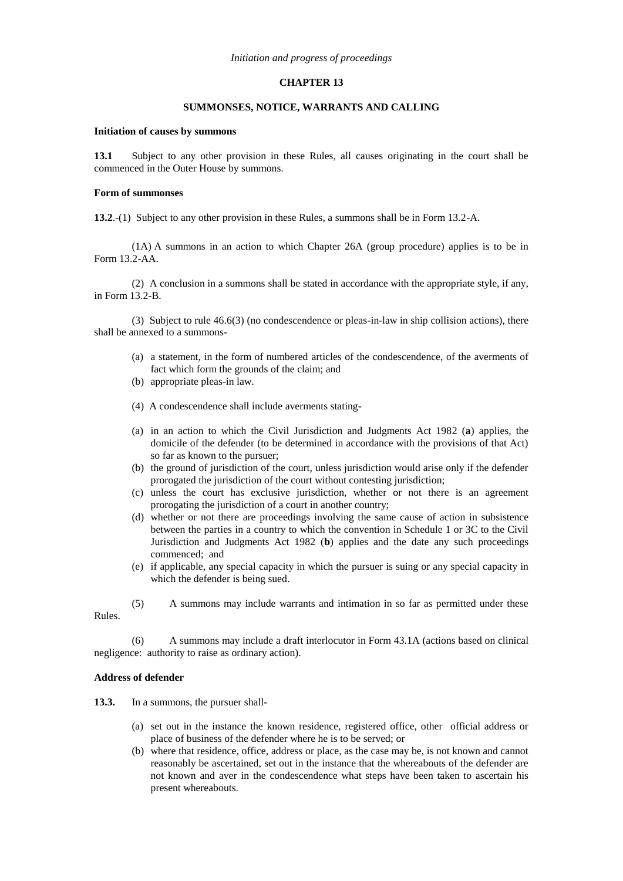*Initiation and progress of proceedings*

# CHAPTER 13

## SUMMONSES, NOTICE, WARRANTS AND CALLING

**Initiation of causes by summons**

**13.1** Subject to any other provision in these Rules, all causes originating in the court shall be commenced in the Outer House by summons.

**Form of summonses**

**13.2**.-(1) Subject to any other provision in these Rules, a summons shall be in Form 13.2-A.

(1A) A summons in an action to which Chapter 26A (group procedure) applies is to be in Form 13.2-AA.

(2) A conclusion in a summons shall be stated in accordance with the appropriate style, if any, in Form 13.2-B.

(3) Subject to rule 46.6(3) (no condescendence or pleas-in-law in ship collision actions), there shall be annexed to a summons-

- (a) a statement, in the form of numbered articles of the condescendence, of the averments of fact which form the grounds of the claim; and
- (b) appropriate pleas-in law.

(4) A condescendence shall include averments stating-

- (a) in an action to which the Civil Jurisdiction and Judgments Act 1982 (**a**) applies, the domicile of the defender (to be determined in accordance with the provisions of that Act) so far as known to the pursuer;
- (b) the ground of jurisdiction of the court, unless jurisdiction would arise only if the defender prorogated the jurisdiction of the court without contesting jurisdiction;
- (c) unless the court has exclusive jurisdiction, whether or not there is an agreement prorogating the jurisdiction of a court in another country;
- (d) whether or not there are proceedings involving the same cause of action in subsistence between the parties in a country to which the convention in Schedule 1 or 3C to the Civil Jurisdiction and Judgments Act 1982 (**b**) applies and the date any such proceedings commenced; and
- (e) if applicable, any special capacity in which the pursuer is suing or any special capacity in which the defender is being sued.

(5) A summons may include warrants and intimation in so far as permitted under these Rules.

(6) A summons may include a draft interlocutor in Form 43.1A (actions based on clinical negligence: authority to raise as ordinary action).

**Address of defender**

**13.3.** In a summons, the pursuer shall-

- (a) set out in the instance the known residence, registered office, other official address or place of business of the defender where he is to be served; or
- (b) where that residence, office, address or place, as the case may be, is not known and cannot reasonably be ascertained, set out in the instance that the whereabouts of the defender are not known and aver in the condescendence what steps have been taken to ascertain his present whereabouts.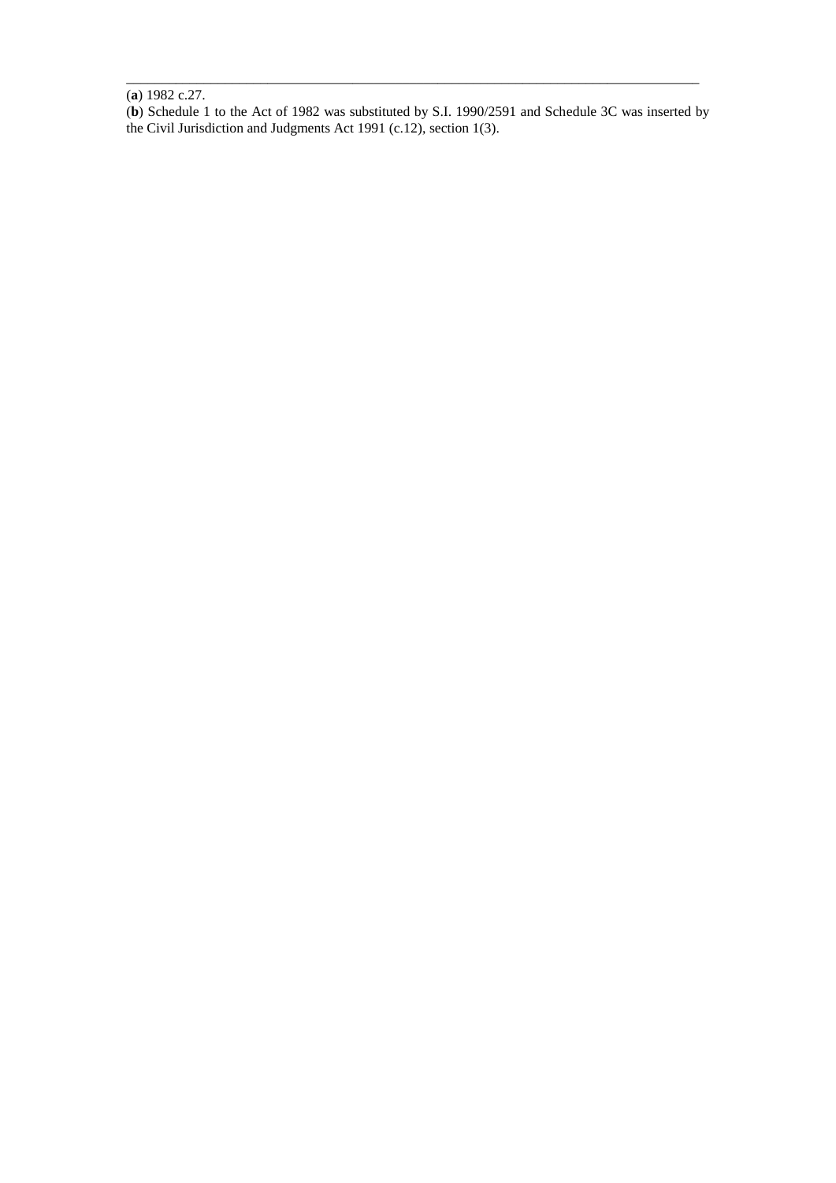(**a**) 1982 c.27.

(**b**) Schedule 1 to the Act of 1982 was substituted by S.I. 1990/2591 and Schedule 3C was inserted by the Civil Jurisdiction and Judgments Act 1991 (c.12), section 1(3).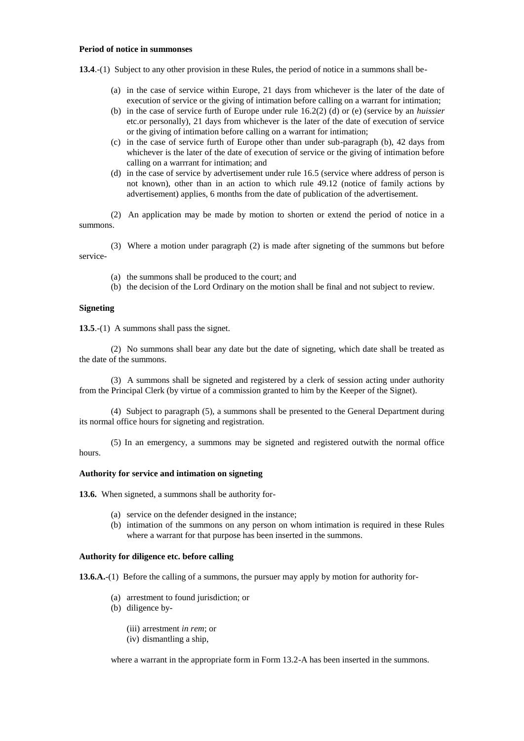**Period of notice in summonses**

**13.4**.-(1) Subject to any other provision in these Rules, the period of notice in a summons shall be-

(a) in the case of service within Europe, 21 days from whichever is the later of the date of execution of service or the giving of intimation before calling on a warrant for intimation;

(b) in the case of service furth of Europe under rule 16.2(2) (d) or (e) (service by an *huissier* etc.or personally), 21 days from whichever is the later of the date of execution of service or the giving of intimation before calling on a warrant for intimation;

(c) in the case of service furth of Europe other than under sub-paragraph (b), 42 days from whichever is the later of the date of execution of service or the giving of intimation before calling on a warrrant for intimation; and

(d) in the case of service by advertisement under rule 16.5 (service where address of person is not known), other than in an action to which rule 49.12 (notice of family actions by advertisement) applies, 6 months from the date of publication of the advertisement.

(2) An application may be made by motion to shorten or extend the period of notice in a summons.

(3) Where a motion under paragraph (2) is made after signeting of the summons but before service-

(a) the summons shall be produced to the court; and

(b) the decision of the Lord Ordinary on the motion shall be final and not subject to review.

**Signeting**

**13.5**.-(1) A summons shall pass the signet.

(2) No summons shall bear any date but the date of signeting, which date shall be treated as the date of the summons.

(3) A summons shall be signeted and registered by a clerk of session acting under authority from the Principal Clerk (by virtue of a commission granted to him by the Keeper of the Signet).

(4) Subject to paragraph (5), a summons shall be presented to the General Department during its normal office hours for signeting and registration.

(5) In an emergency, a summons may be signeted and registered outwith the normal office hours.

**Authority for service and intimation on signeting**

**13.6.** When signeted, a summons shall be authority for-

(a) service on the defender designed in the instance;

(b) intimation of the summons on any person on whom intimation is required in these Rules where a warrant for that purpose has been inserted in the summons.

**Authority for diligence etc. before calling**

**13.6.A.**-(1) Before the calling of a summons, the pursuer may apply by motion for authority for-

(a) arrestment to found jurisdiction; or

(b) diligence by-

(iii) arrestment *in rem*; or

(iv) dismantling a ship,

where a warrant in the appropriate form in Form 13.2-A has been inserted in the summons.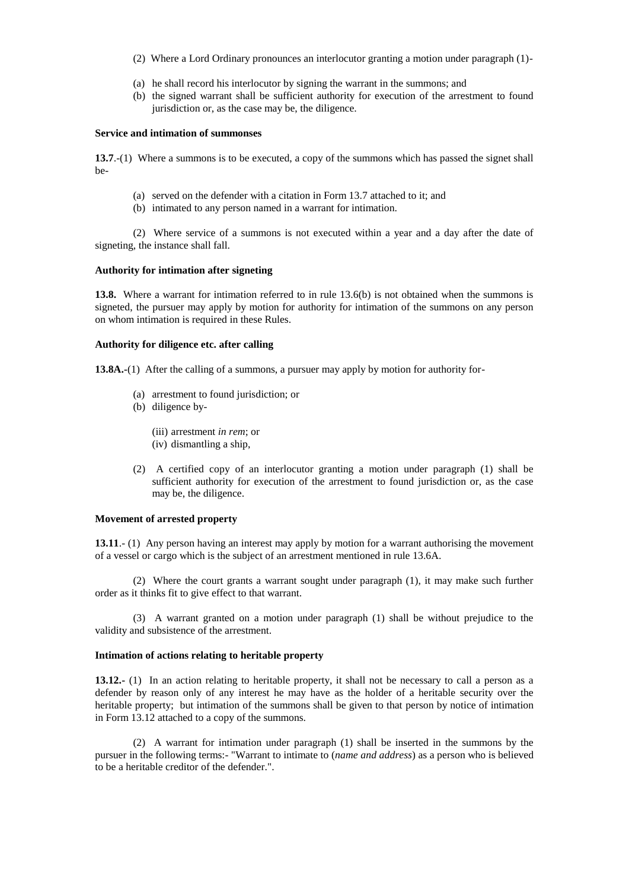(2) Where a Lord Ordinary pronounces an interlocutor granting a motion under paragraph (1)-

(a) he shall record his interlocutor by signing the warrant in the summons; and
(b) the signed warrant shall be sufficient authority for execution of the arrestment to found jurisdiction or, as the case may be, the diligence.

**Service and intimation of summonses**

**13.7**.-(1) Where a summons is to be executed, a copy of the summons which has passed the signet shall be-

(a) served on the defender with a citation in Form 13.7 attached to it; and
(b) intimated to any person named in a warrant for intimation.

(2) Where service of a summons is not executed within a year and a day after the date of signeting, the instance shall fall.

**Authority for intimation after signeting**

**13.8.** Where a warrant for intimation referred to in rule 13.6(b) is not obtained when the summons is signeted, the pursuer may apply by motion for authority for intimation of the summons on any person on whom intimation is required in these Rules.

**Authority for diligence etc. after calling**

**13.8A.-**(1) After the calling of a summons, a pursuer may apply by motion for authority for-

(a) arrestment to found jurisdiction; or
(b) diligence by-

(iii) arrestment *in rem*; or
(iv) dismantling a ship,

(2) A certified copy of an interlocutor granting a motion under paragraph (1) shall be sufficient authority for execution of the arrestment to found jurisdiction or, as the case may be, the diligence.

**Movement of arrested property**

**13.11**.- (1) Any person having an interest may apply by motion for a warrant authorising the movement of a vessel or cargo which is the subject of an arrestment mentioned in rule 13.6A.

(2) Where the court grants a warrant sought under paragraph (1), it may make such further order as it thinks fit to give effect to that warrant.

(3) A warrant granted on a motion under paragraph (1) shall be without prejudice to the validity and subsistence of the arrestment.

**Intimation of actions relating to heritable property**

**13.12.-** (1) In an action relating to heritable property, it shall not be necessary to call a person as a defender by reason only of any interest he may have as the holder of a heritable security over the heritable property; but intimation of the summons shall be given to that person by notice of intimation in Form 13.12 attached to a copy of the summons.

(2) A warrant for intimation under paragraph (1) shall be inserted in the summons by the pursuer in the following terms:- "Warrant to intimate to (*name and address*) as a person who is believed to be a heritable creditor of the defender.".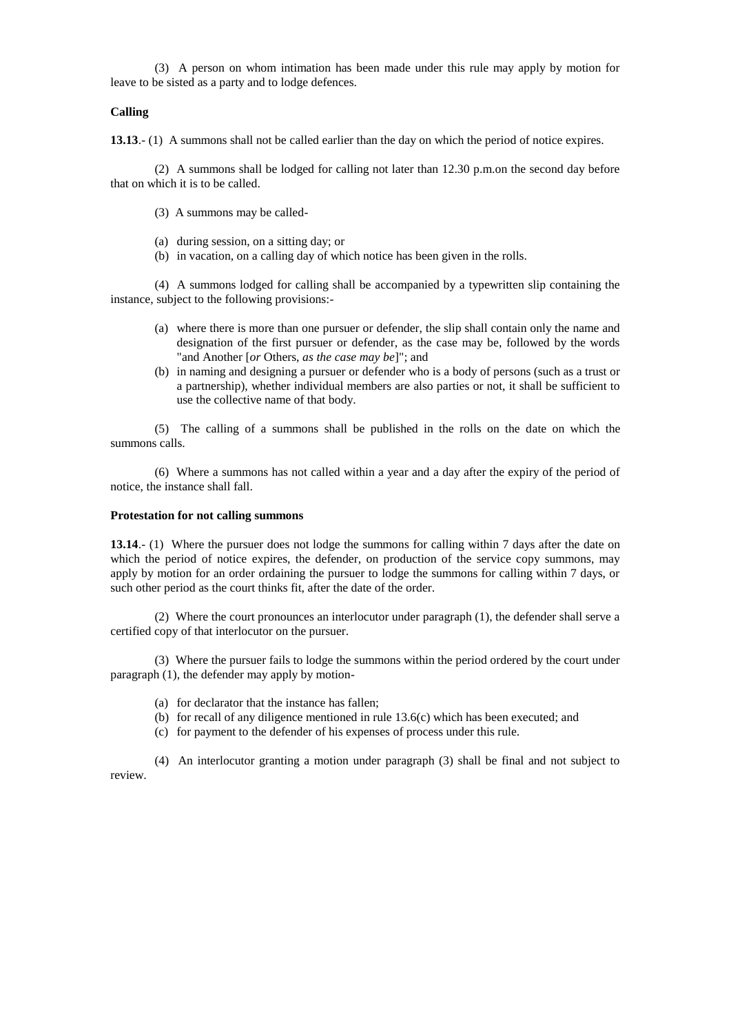(3) A person on whom intimation has been made under this rule may apply by motion for leave to be sisted as a party and to lodge defences.

**Calling**

**13.13**.- (1) A summons shall not be called earlier than the day on which the period of notice expires.

(2) A summons shall be lodged for calling not later than 12.30 p.m.on the second day before that on which it is to be called.

(3) A summons may be called-

(a) during session, on a sitting day; or
(b) in vacation, on a calling day of which notice has been given in the rolls.

(4) A summons lodged for calling shall be accompanied by a typewritten slip containing the instance, subject to the following provisions:-

(a) where there is more than one pursuer or defender, the slip shall contain only the name and designation of the first pursuer or defender, as the case may be, followed by the words "and Another [*or* Others, *as the case may be*]"; and
(b) in naming and designing a pursuer or defender who is a body of persons (such as a trust or a partnership), whether individual members are also parties or not, it shall be sufficient to use the collective name of that body.

(5) The calling of a summons shall be published in the rolls on the date on which the summons calls.

(6) Where a summons has not called within a year and a day after the expiry of the period of notice, the instance shall fall.

**Protestation for not calling summons**

**13.14**.- (1) Where the pursuer does not lodge the summons for calling within 7 days after the date on which the period of notice expires, the defender, on production of the service copy summons, may apply by motion for an order ordaining the pursuer to lodge the summons for calling within 7 days, or such other period as the court thinks fit, after the date of the order.

(2) Where the court pronounces an interlocutor under paragraph (1), the defender shall serve a certified copy of that interlocutor on the pursuer.

(3) Where the pursuer fails to lodge the summons within the period ordered by the court under paragraph (1), the defender may apply by motion-

(a) for declarator that the instance has fallen;
(b) for recall of any diligence mentioned in rule 13.6(c) which has been executed; and
(c) for payment to the defender of his expenses of process under this rule.

(4) An interlocutor granting a motion under paragraph (3) shall be final and not subject to review.